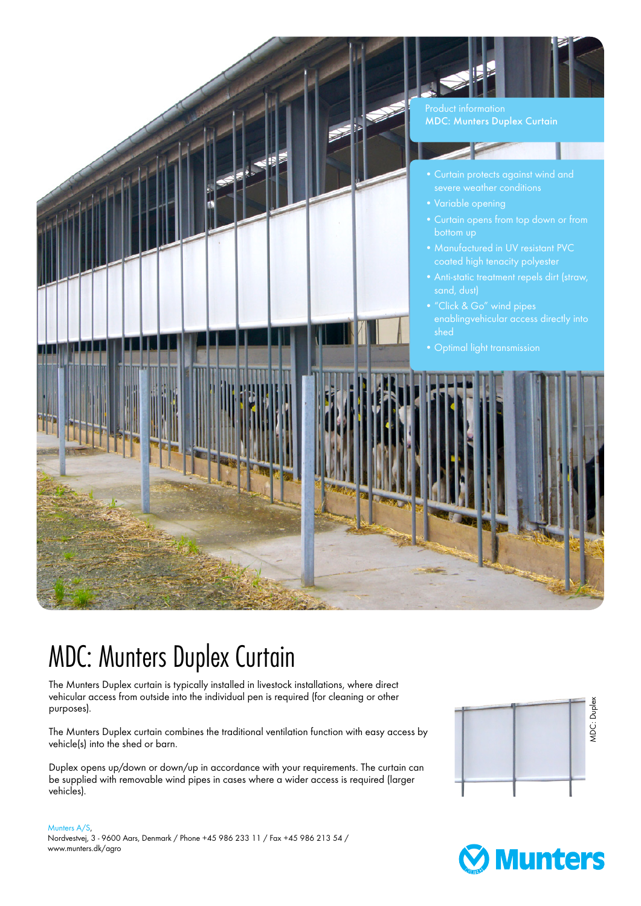Product information
**MDC: Munters Duplex Curtain**

- Curtain protects against wind and severe weather conditions
- Variable opening
- Curtain opens from top down or from bottom up
- Manufactured in UV resistant PVC coated high tenacity polyester
- Anti-static treatment repels dirt (straw, sand, dust)
- "Click & Go" wind pipes enablingvehicular access directly into shed
- Optimal light transmission

# MDC: Munters Duplex Curtain

The Munters Duplex curtain is typically installed in livestock installations, where direct vehicular access from outside into the individual pen is required (for cleaning or other purposes).

The Munters Duplex curtain combines the traditional ventilation function with easy access by vehicle(s) into the shed or barn.

Duplex opens up/down or down/up in accordance with your requirements. The curtain can be supplied with removable wind pipes in cases where a wider access is required (larger vehicles).

MDC: Duplex

Munters A/S,
Nordvestvej, 3 - 9600 Aars, Denmark / Phone +45 986 233 11 / Fax +45 986 213 54 / www.munters.dk/agro

Munters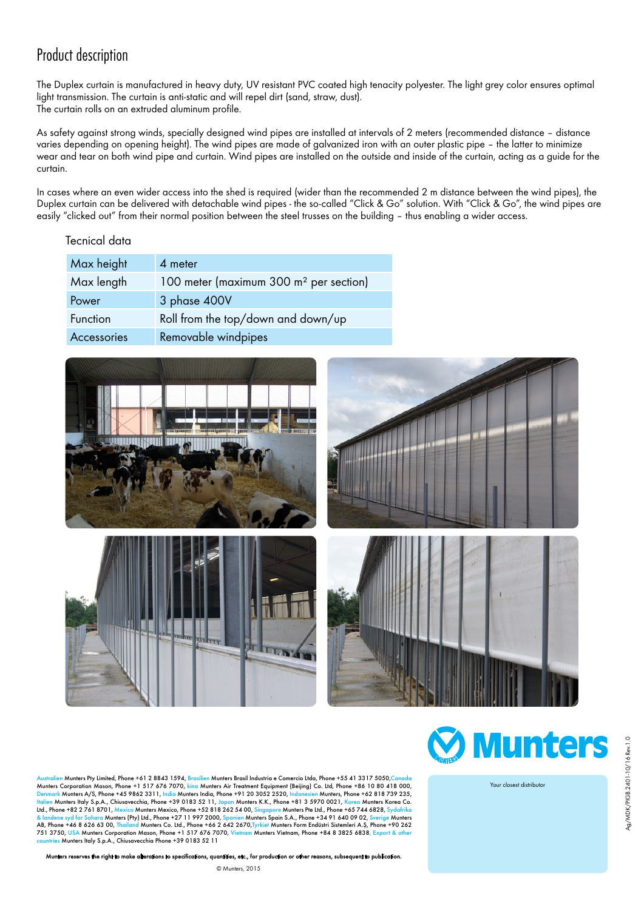## Product description

The Duplex curtain is manufactured in heavy duty, UV resistant PVC coated high tenacity polyester. The light grey color ensures optimal light transmission. The curtain is anti-static and will repel dirt (sand, straw, dust).
The curtain rolls on an extruded aluminum profile.

As safety against strong winds, specially designed wind pipes are installed at intervals of 2 meters (recommended distance – distance varies depending on opening height). The wind pipes are made of galvanized iron with an outer plastic pipe – the latter to minimize wear and tear on both wind pipe and curtain. Wind pipes are installed on the outside and inside of the curtain, acting as a guide for the curtain.

In cases where an even wider access into the shed is required (wider than the recommended 2 m distance between the wind pipes), the Duplex curtain can be delivered with detachable wind pipes - the so-called "Click & Go" solution. With "Click & Go", the wind pipes are easily "clicked out" from their normal position between the steel trusses on the building – thus enabling a wider access.

### Tecnical data

| | |
|---|---|
| Max height | 4 meter |
| Max length | 100 meter (maximum 300 m² per section) |
| Power | 3 phase 400V |
| Function | Roll from the top/down and down/up |
| Accessories | Removable windpipes |

Australien Munters Pty Limited, Phone +61 2 8843 1594, Brasilien Munters Brasil Industria e Comercio Ltda, Phone +55 41 3317 5050, Canada Munters Corporation Mason, Phone +1 517 676 7070, kina Munters Air Treatment Equipment (Beijing) Co. Ltd, Phone +86 10 80 418 000, Denmark Munters A/S, Phone +45 9862 3311, India Munters India, Phone +91 20 3052 2520, Indonesien Munters, Phone +62 818 739 235, Italien Munters Italy S.p.A., Chiusavecchia, Phone +39 0183 52 11, Japan Munters K.K., Phone +81 3 5970 0021, Korea Munters Korea Co. Ltd., Phone +82 2 761 8701, Mexico Munters Mexico, Phone +52 818 262 54 00, Singapore Munters Pte Ltd., Phone +65 744 6828, Sydafrika & landene syd for Sahara Munters (Pty) Ltd., Phone +27 11 997 2000, Spanien Munters Spain S.A., Phone +34 91 640 09 02, Sverige Munters AB, Phone +46 8 626 63 00, Thailand Munters Co. Ltd., Phone +66 2 642 2670, Tyrkiet Munters Form Endüstri Sistemleri A.Ş, Phone +90 262 751 3750, USA Munters Corporation Mason, Phone +1 517 676 7070, Vietnam Munters Vietnam, Phone +84 8 3825 6838, Export & other countries Munters Italy S.p.A., Chiusavecchia Phone +39 0183 52 11

**Munters reserves the right to make alterations to specifications, quantities, etc., for production or other reasons, subsequent to publication.**

© Munters, 2015

Your closest distributor

Ag/MDK/PIGB.2401-10/16 Rev.1.0